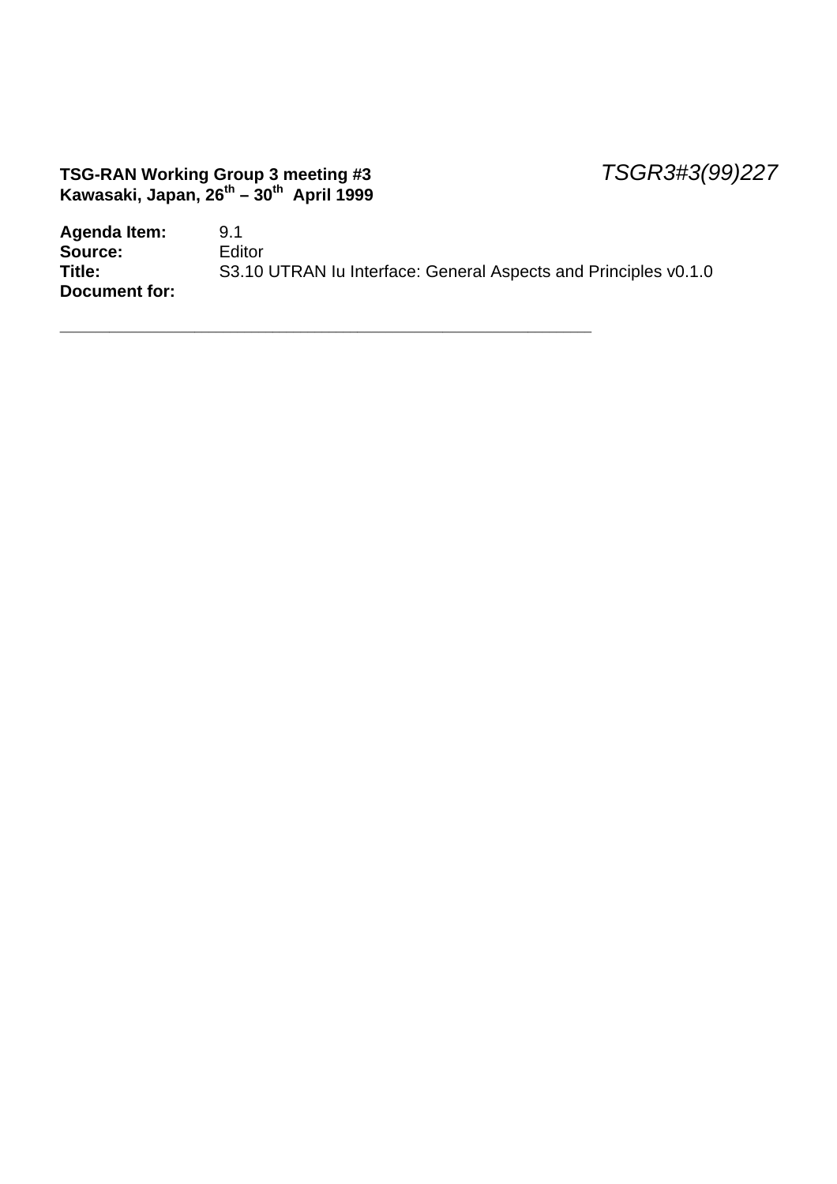**TSG-RAN Working Group 3 meeting #3** *TSGR3#3(99)227*
**Kawasaki, Japan, 26th – 30th April 1999**

**Agenda Item:** 9.1
**Source:** Editor
**Title:** S3.10 UTRAN Iu Interface: General Aspects and Principles v0.1.0
**Document for:**

---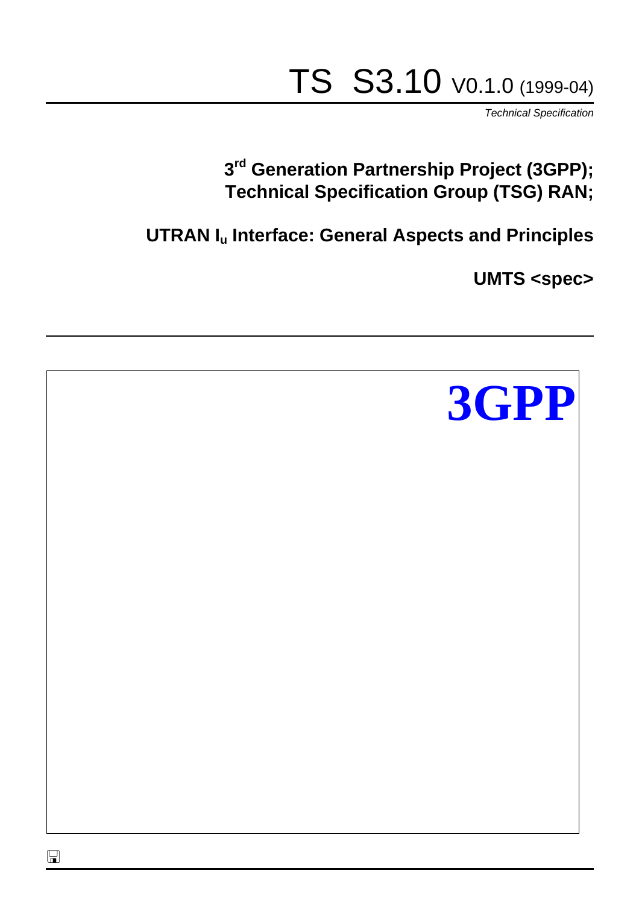# TS S3.10 V0.1.0 (1999-04)

*Technical Specification*

**3rd Generation Partnership Project (3GPP);**
**Technical Specification Group (TSG) RAN;**

**UTRAN $I_u$ Interface: General Aspects and Principles**

**UMTS <spec>**

**3GPP**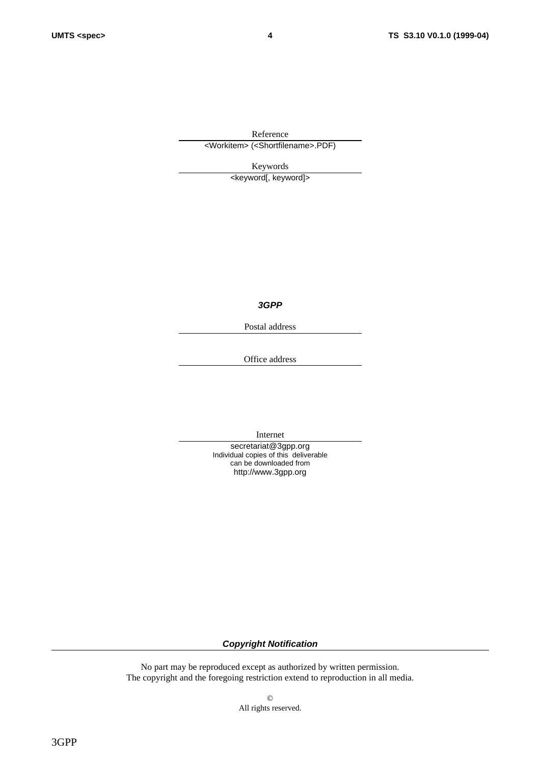Reference

<Workitem> (<Shortfilename>.PDF)

Keywords

<keyword[, keyword]>

***3GPP***

Postal address

Office address

Internet

secretariat@3gpp.org
Individual copies of this deliverable
can be downloaded from
http://www.3gpp.org

***Copyright Notification***

No part may be reproduced except as authorized by written permission.
The copyright and the foregoing restriction extend to reproduction in all media.

©
All rights reserved.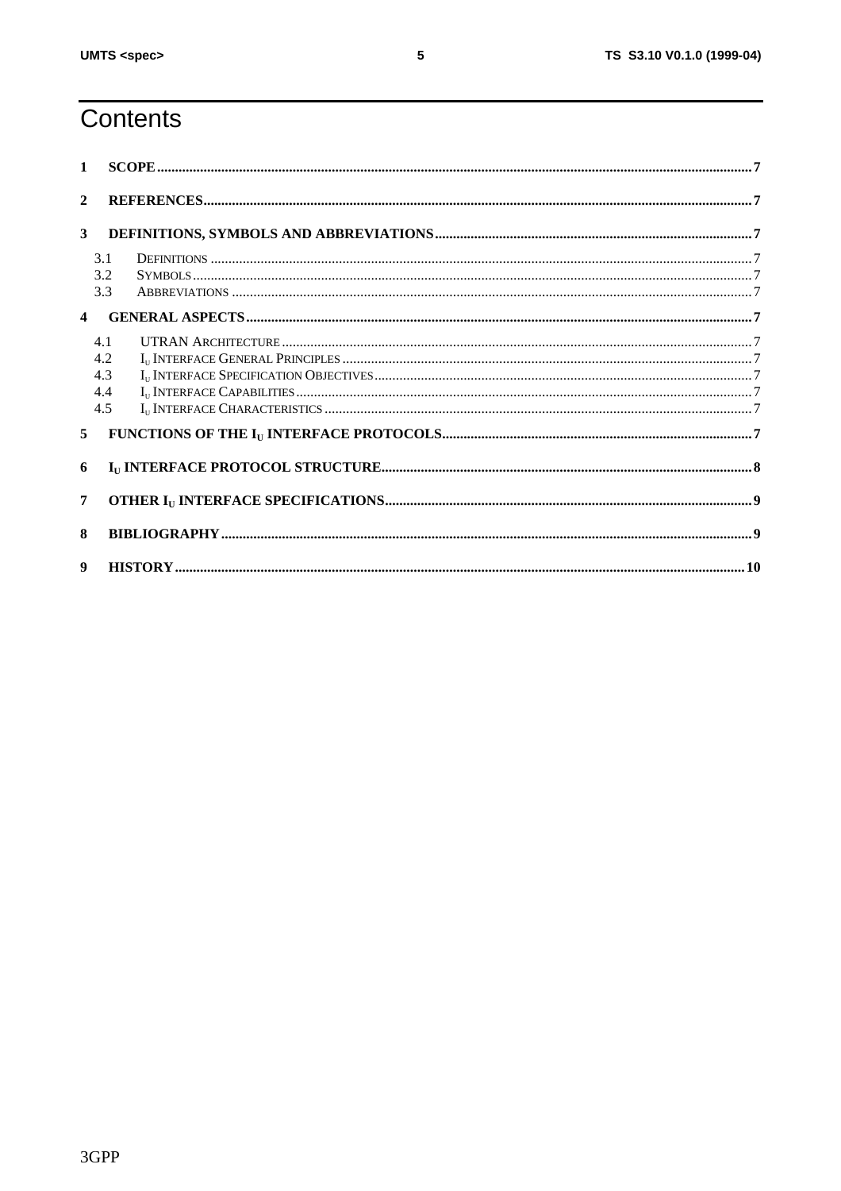# Contents

1 SCOPE .......... 7

2 REFERENCES .......... 7

3 DEFINITIONS, SYMBOLS AND ABBREVIATIONS .......... 7

- 3.1 DEFINITIONS .......... 7
- 3.2 SYMBOLS .......... 7
- 3.3 ABBREVIATIONS .......... 7

4 GENERAL ASPECTS .......... 7

- 4.1 UTRAN ARCHITECTURE .......... 7
- 4.2 $I_U$ INTERFACE GENERAL PRINCIPLES .......... 7
- 4.3 $I_U$ INTERFACE SPECIFICATION OBJECTIVES .......... 7
- 4.4 $I_U$ INTERFACE CAPABILITIES .......... 7
- 4.5 $I_U$ INTERFACE CHARACTERISTICS .......... 7

5 FUNCTIONS OF THE $I_U$ INTERFACE PROTOCOLS .......... 7

6 $I_U$ INTERFACE PROTOCOL STRUCTURE .......... 8

7 OTHER $I_U$ INTERFACE SPECIFICATIONS .......... 9

8 BIBLIOGRAPHY .......... 9

9 HISTORY .......... 10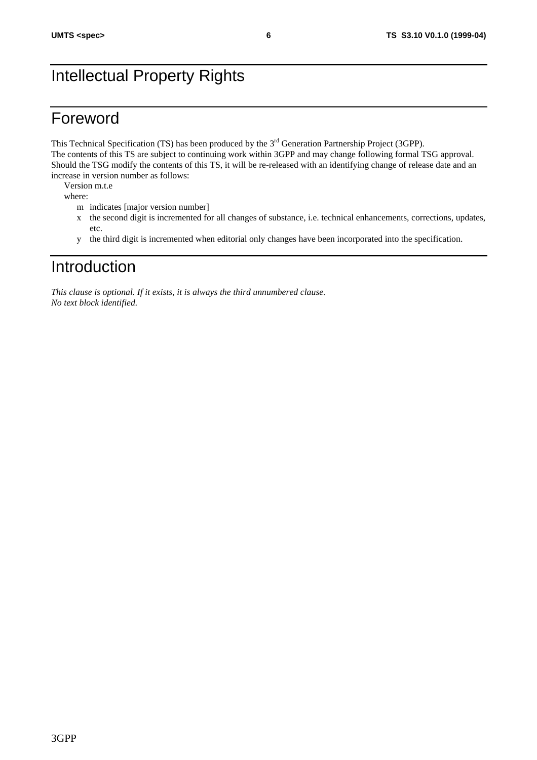# Intellectual Property Rights

# Foreword

This Technical Specification (TS) has been produced by the 3rd Generation Partnership Project (3GPP).
The contents of this TS are subject to continuing work within 3GPP and may change following formal TSG approval. Should the TSG modify the contents of this TS, it will be re-released with an identifying change of release date and an increase in version number as follows:

Version m.t.e

where:

- m indicates [major version number]
- x the second digit is incremented for all changes of substance, i.e. technical enhancements, corrections, updates, etc.
- y the third digit is incremented when editorial only changes have been incorporated into the specification.

# Introduction

*This clause is optional. If it exists, it is always the third unnumbered clause.*
*No text block identified.*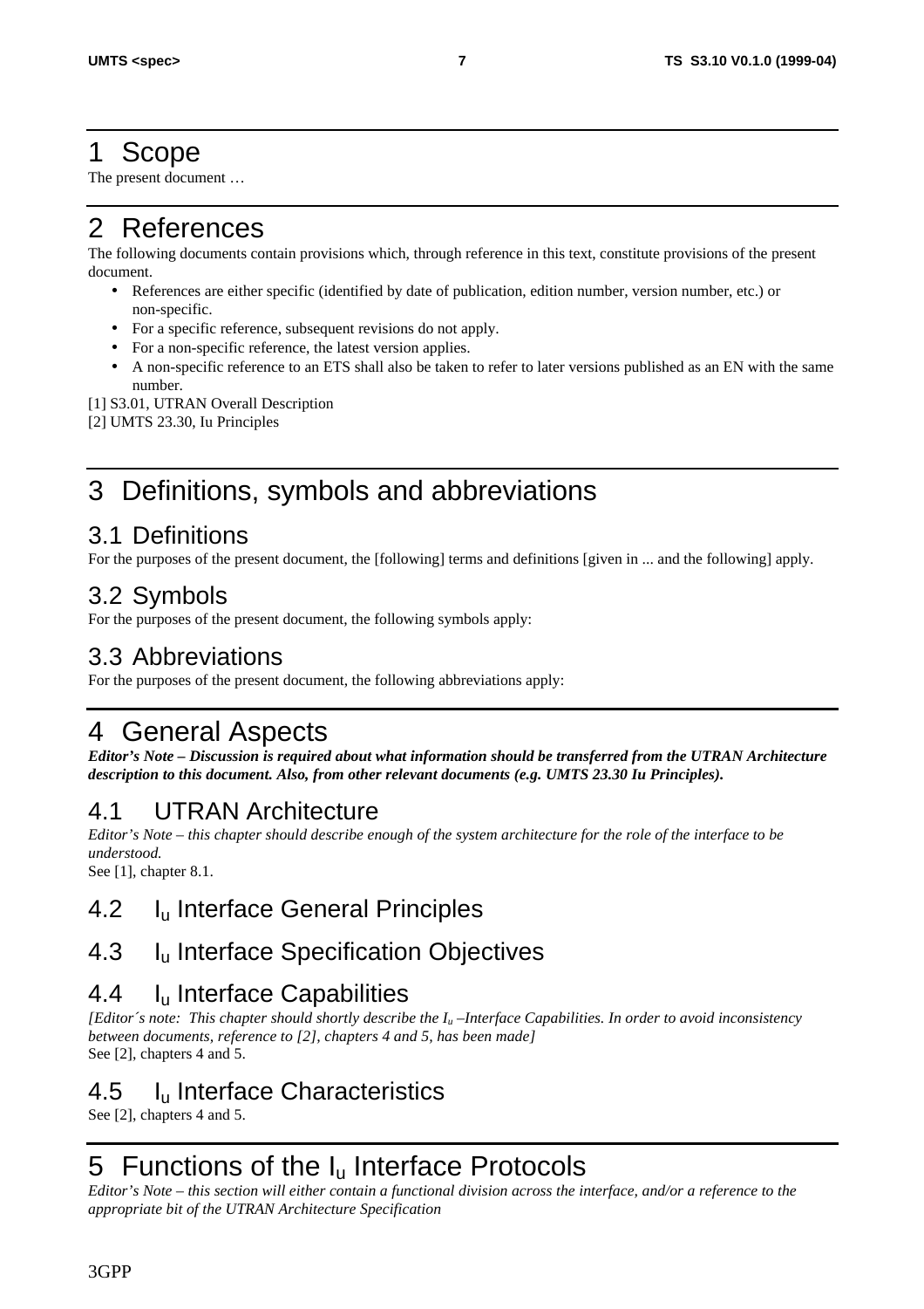# 1 Scope

The present document …

# 2 References

The following documents contain provisions which, through reference in this text, constitute provisions of the present document.

- References are either specific (identified by date of publication, edition number, version number, etc.) or non-specific.
- For a specific reference, subsequent revisions do not apply.
- For a non-specific reference, the latest version applies.
- A non-specific reference to an ETS shall also be taken to refer to later versions published as an EN with the same number.

[1] S3.01, UTRAN Overall Description

[2] UMTS 23.30, Iu Principles

# 3 Definitions, symbols and abbreviations

## 3.1 Definitions

For the purposes of the present document, the [following] terms and definitions [given in ... and the following] apply.

## 3.2 Symbols

For the purposes of the present document, the following symbols apply:

## 3.3 Abbreviations

For the purposes of the present document, the following abbreviations apply:

# 4 General Aspects

***Editor's Note – Discussion is required about what information should be transferred from the UTRAN Architecture description to this document. Also, from other relevant documents (e.g. UMTS 23.30 Iu Principles).***

## 4.1 UTRAN Architecture

*Editor's Note – this chapter should describe enough of the system architecture for the role of the interface to be understood.*

See [1], chapter 8.1.

## 4.2 $I_u$ Interface General Principles

## 4.3 $I_u$ Interface Specification Objectives

## 4.4 $I_u$ Interface Capabilities

*[Editor´s note: This chapter should shortly describe the $I_u$ –Interface Capabilities. In order to avoid inconsistency between documents, reference to [2], chapters 4 and 5, has been made]*

See [2], chapters 4 and 5.

## 4.5 $I_u$ Interface Characteristics

See [2], chapters 4 and 5.

# 5 Functions of the $I_u$ Interface Protocols

*Editor's Note – this section will either contain a functional division across the interface, and/or a reference to the appropriate bit of the UTRAN Architecture Specification*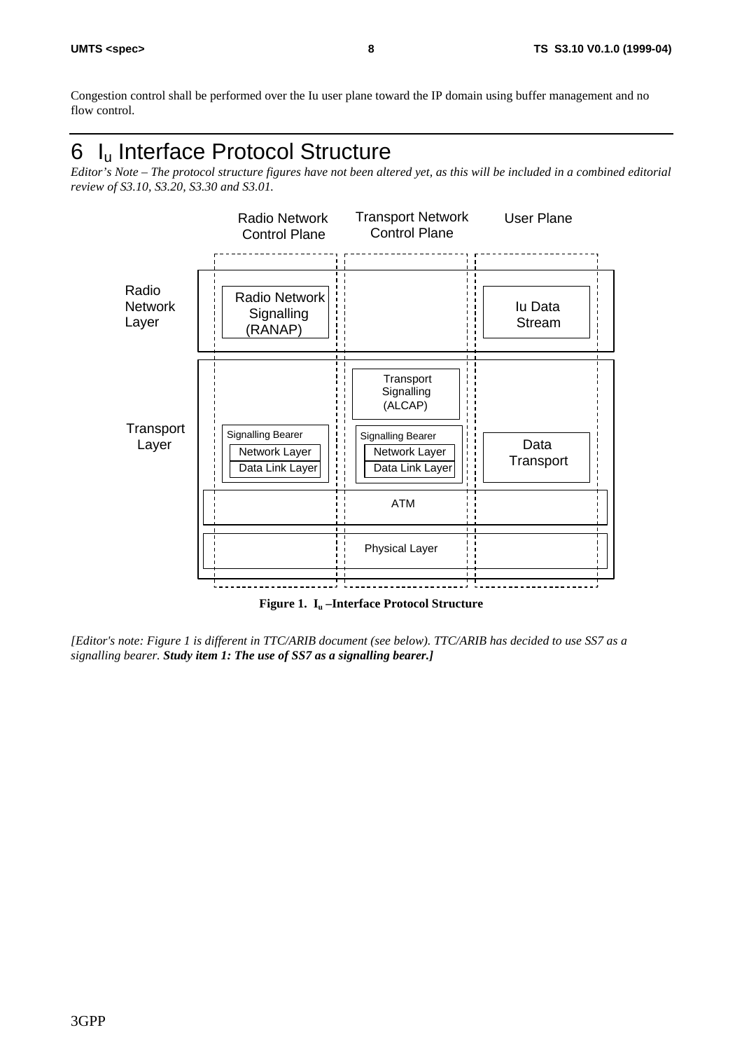Congestion control shall be performed over the Iu user plane toward the IP domain using buffer management and no flow control.

# 6 $I_u$ Interface Protocol Structure

*Editor's Note – The protocol structure figures have not been altered yet, as this will be included in a combined editorial review of S3.10, S3.20, S3.30 and S3.01.*

| | Radio Network Control Plane | Transport Network Control Plane | User Plane |
|---|---|---|---|
| Radio Network Layer | Radio Network Signalling (RANAP) | | Iu Data Stream |
| Transport Layer | | Transport Signalling (ALCAP) | |
| | Signalling Bearer: Network Layer, Data Link Layer | Signalling Bearer: Network Layer, Data Link Layer | Data Transport |
| | ATM | ATM | ATM |
| | Physical Layer | Physical Layer | Physical Layer |

**Figure 1. $I_u$ –Interface Protocol Structure**

*[Editor's note: Figure 1 is different in TTC/ARIB document (see below). TTC/ARIB has decided to use SS7 as a signalling bearer.* ***Study item 1: The use of SS7 as a signalling bearer.]***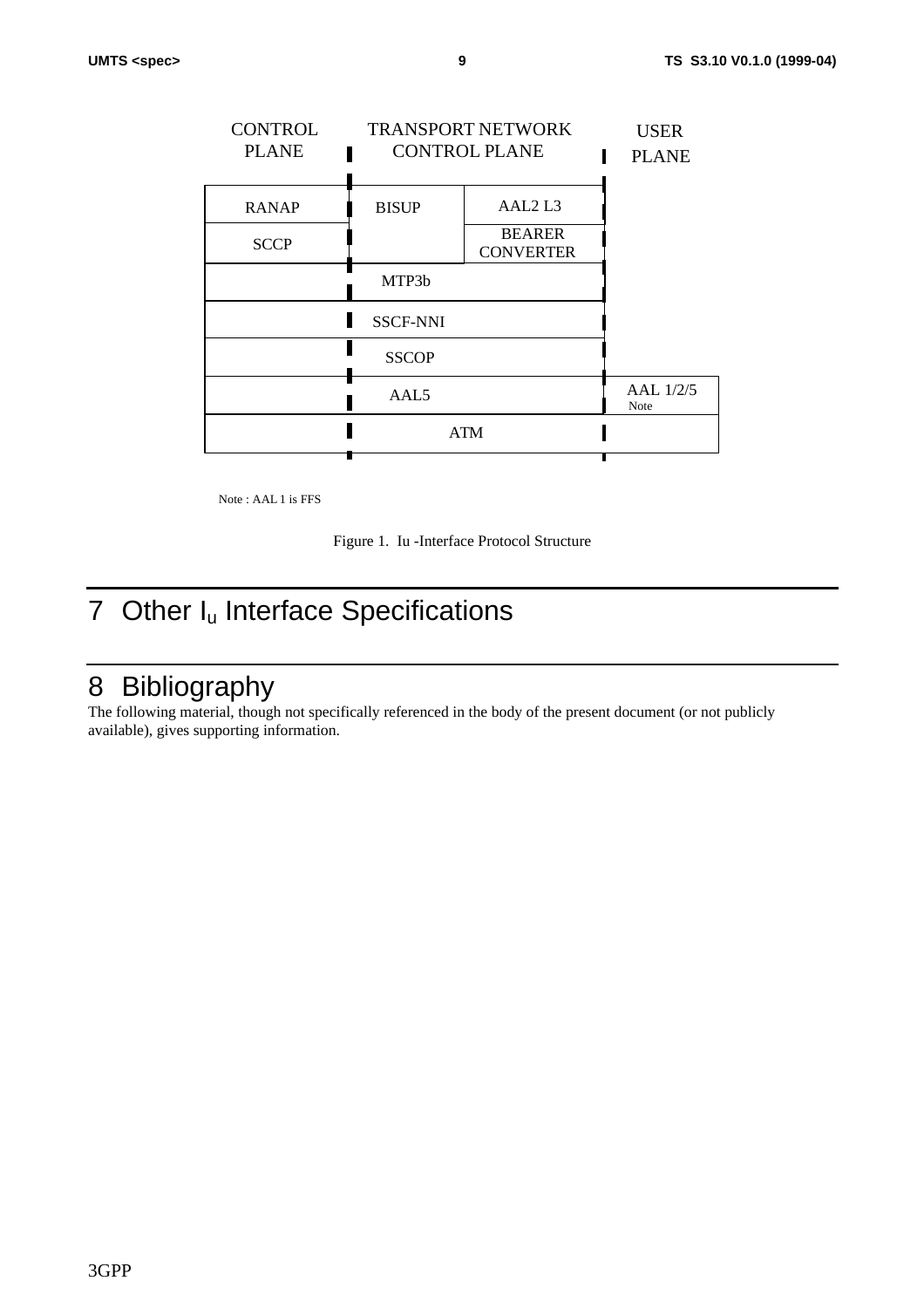| CONTROL PLANE | TRANSPORT NETWORK CONTROL PLANE | | USER PLANE |
|---|---|---|---|
| RANAP | BISUP | AAL2 L3 | |
| SCCP | | BEARER CONVERTER | |
| MTP3b | | | |
| SSCF-NNI | | | |
| SSCOP | | | |
| AAL5 | | | AAL 1/2/5 Note |
| ATM | | | |

Note : AAL 1 is FFS

Figure 1. Iu -Interface Protocol Structure

# 7 Other $I_u$ Interface Specifications

# 8 Bibliography

The following material, though not specifically referenced in the body of the present document (or not publicly available), gives supporting information.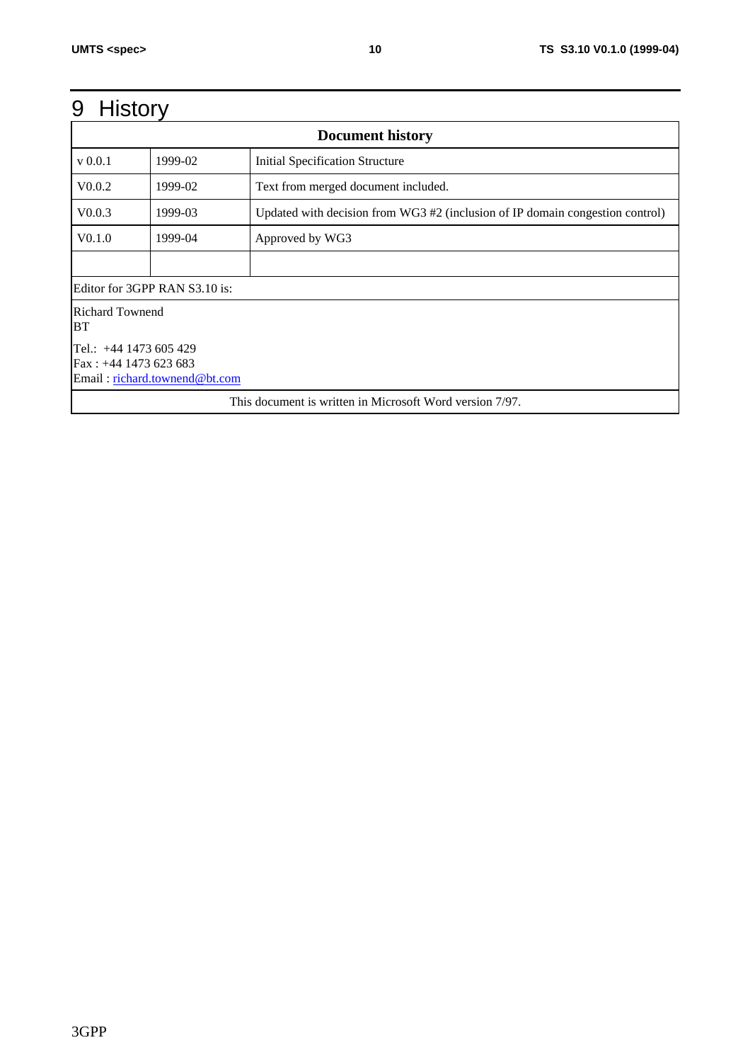# 9 History

| Document history | | |
|---|---|---|
| v 0.0.1 | 1999-02 | Initial Specification Structure |
| V0.0.2 | 1999-02 | Text from merged document included. |
| V0.0.3 | 1999-03 | Updated with decision from WG3 #2 (inclusion of IP domain congestion control) |
| V0.1.0 | 1999-04 | Approved by WG3 |
| | | |
| Editor for 3GPP RAN S3.10 is: | | |
| Richard Townend<br>BT<br><br>Tel.: +44 1473 605 429<br>Fax : +44 1473 623 683<br>Email : richard.townend@bt.com | | |
| This document is written in Microsoft Word version 7/97. | | |